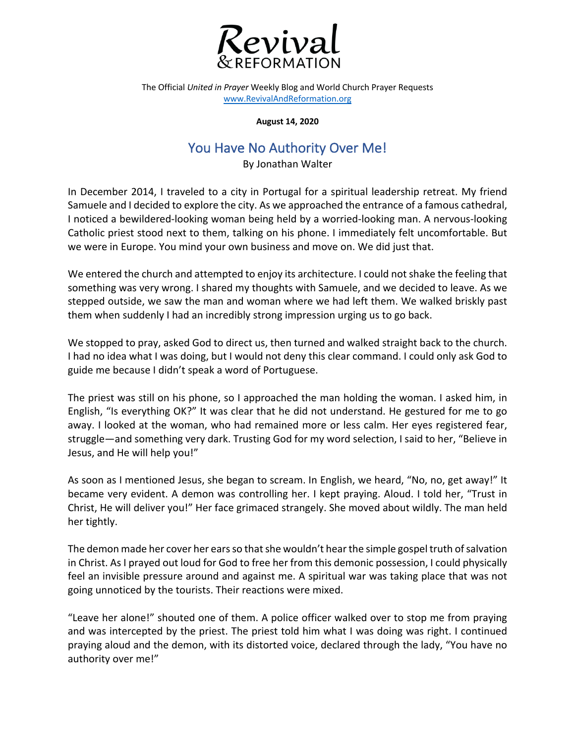# Revival & REFORMATION

The Official *United in Prayer* Weekly Blog and World Church Prayer Requests
www.RevivalAndReformation.org

**August 14, 2020**

## You Have No Authority Over Me!

By Jonathan Walter

In December 2014, I traveled to a city in Portugal for a spiritual leadership retreat. My friend Samuele and I decided to explore the city. As we approached the entrance of a famous cathedral, I noticed a bewildered-looking woman being held by a worried-looking man. A nervous-looking Catholic priest stood next to them, talking on his phone. I immediately felt uncomfortable. But we were in Europe. You mind your own business and move on. We did just that.

We entered the church and attempted to enjoy its architecture. I could not shake the feeling that something was very wrong. I shared my thoughts with Samuele, and we decided to leave. As we stepped outside, we saw the man and woman where we had left them. We walked briskly past them when suddenly I had an incredibly strong impression urging us to go back.

We stopped to pray, asked God to direct us, then turned and walked straight back to the church. I had no idea what I was doing, but I would not deny this clear command. I could only ask God to guide me because I didn't speak a word of Portuguese.

The priest was still on his phone, so I approached the man holding the woman. I asked him, in English, "Is everything OK?" It was clear that he did not understand. He gestured for me to go away. I looked at the woman, who had remained more or less calm. Her eyes registered fear, struggle—and something very dark. Trusting God for my word selection, I said to her, "Believe in Jesus, and He will help you!"

As soon as I mentioned Jesus, she began to scream. In English, we heard, "No, no, get away!" It became very evident. A demon was controlling her. I kept praying. Aloud. I told her, "Trust in Christ, He will deliver you!" Her face grimaced strangely. She moved about wildly. The man held her tightly.

The demon made her cover her ears so that she wouldn't hear the simple gospel truth of salvation in Christ. As I prayed out loud for God to free her from this demonic possession, I could physically feel an invisible pressure around and against me. A spiritual war was taking place that was not going unnoticed by the tourists. Their reactions were mixed.

"Leave her alone!" shouted one of them. A police officer walked over to stop me from praying and was intercepted by the priest. The priest told him what I was doing was right. I continued praying aloud and the demon, with its distorted voice, declared through the lady, "You have no authority over me!"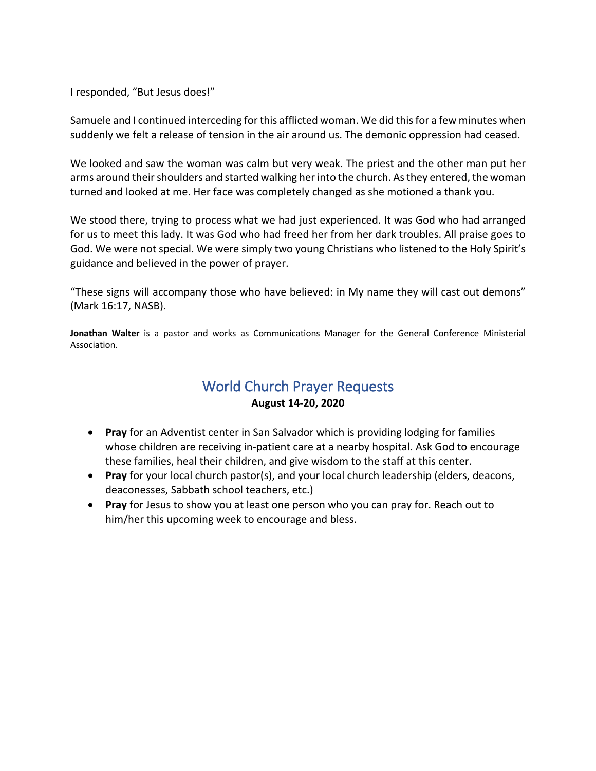I responded, "But Jesus does!"

Samuele and I continued interceding for this afflicted woman. We did this for a few minutes when suddenly we felt a release of tension in the air around us. The demonic oppression had ceased.

We looked and saw the woman was calm but very weak. The priest and the other man put her arms around their shoulders and started walking her into the church. As they entered, the woman turned and looked at me. Her face was completely changed as she motioned a thank you.

We stood there, trying to process what we had just experienced. It was God who had arranged for us to meet this lady. It was God who had freed her from her dark troubles. All praise goes to God. We were not special. We were simply two young Christians who listened to the Holy Spirit's guidance and believed in the power of prayer.

"These signs will accompany those who have believed: in My name they will cast out demons" (Mark 16:17, NASB).

**Jonathan Walter** is a pastor and works as Communications Manager for the General Conference Ministerial Association.

## World Church Prayer Requests

**August 14-20, 2020**

- **Pray** for an Adventist center in San Salvador which is providing lodging for families whose children are receiving in-patient care at a nearby hospital. Ask God to encourage these families, heal their children, and give wisdom to the staff at this center.
- **Pray** for your local church pastor(s), and your local church leadership (elders, deacons, deaconesses, Sabbath school teachers, etc.)
- **Pray** for Jesus to show you at least one person who you can pray for. Reach out to him/her this upcoming week to encourage and bless.